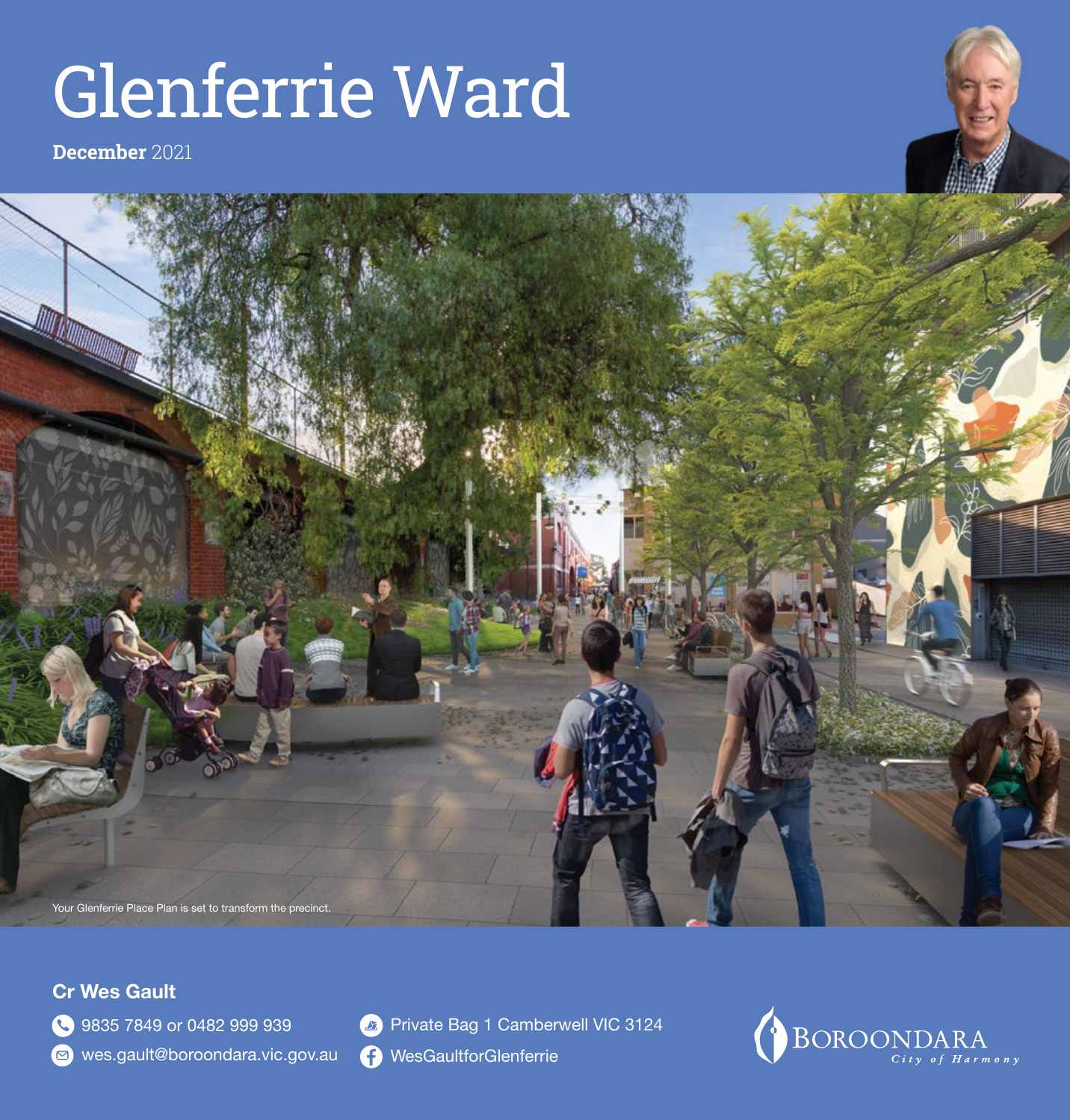# Glenferrie Ward

**December** 2021

Your Glenferrie Place Plan is set to transform the precinct.

**Cr Wes Gault**

9835 7849 or 0482 999 939

wes.gault@boroondara.vic.gov.au

Private Bag 1 Camberwell VIC 3124

WesGaultforGlenferrie

BOROONDARA
*City of Harmony*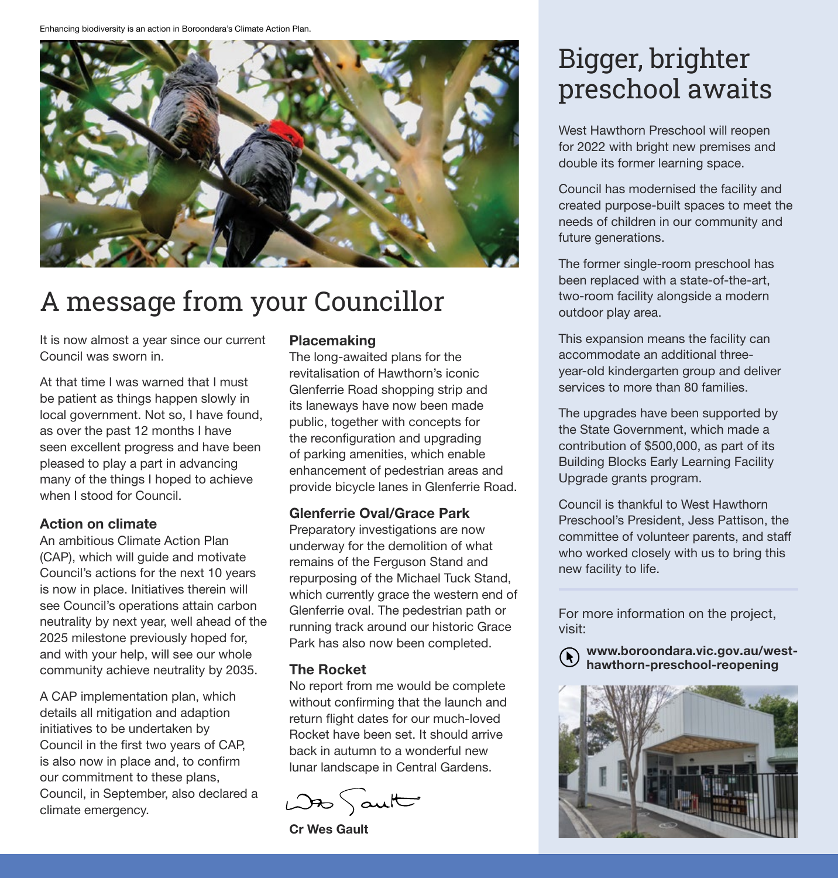Enhancing biodiversity is an action in Boroondara's Climate Action Plan.

# A message from your Councillor

It is now almost a year since our current Council was sworn in.

At that time I was warned that I must be patient as things happen slowly in local government. Not so, I have found, as over the past 12 months I have seen excellent progress and have been pleased to play a part in advancing many of the things I hoped to achieve when I stood for Council.

### Action on climate

An ambitious Climate Action Plan (CAP), which will guide and motivate Council's actions for the next 10 years is now in place. Initiatives therein will see Council's operations attain carbon neutrality by next year, well ahead of the 2025 milestone previously hoped for, and with your help, will see our whole community achieve neutrality by 2035.

A CAP implementation plan, which details all mitigation and adaption initiatives to be undertaken by Council in the first two years of CAP, is also now in place and, to confirm our commitment to these plans, Council, in September, also declared a climate emergency.

### Placemaking

The long-awaited plans for the revitalisation of Hawthorn's iconic Glenferrie Road shopping strip and its laneways have now been made public, together with concepts for the reconfiguration and upgrading of parking amenities, which enable enhancement of pedestrian areas and provide bicycle lanes in Glenferrie Road.

### Glenferrie Oval/Grace Park

Preparatory investigations are now underway for the demolition of what remains of the Ferguson Stand and repurposing of the Michael Tuck Stand, which currently grace the western end of Glenferrie oval. The pedestrian path or running track around our historic Grace Park has also now been completed.

### The Rocket

No report from me would be complete without confirming that the launch and return flight dates for our much-loved Rocket have been set. It should arrive back in autumn to a wonderful new lunar landscape in Central Gardens.

**Cr Wes Gault**

# Bigger, brighter preschool awaits

West Hawthorn Preschool will reopen for 2022 with bright new premises and double its former learning space.

Council has modernised the facility and created purpose-built spaces to meet the needs of children in our community and future generations.

The former single-room preschool has been replaced with a state-of-the-art, two-room facility alongside a modern outdoor play area.

This expansion means the facility can accommodate an additional three-year-old kindergarten group and deliver services to more than 80 families.

The upgrades have been supported by the State Government, which made a contribution of $500,000, as part of its Building Blocks Early Learning Facility Upgrade grants program.

Council is thankful to West Hawthorn Preschool's President, Jess Pattison, the committee of volunteer parents, and staff who worked closely with us to bring this new facility to life.

For more information on the project, visit:

**www.boroondara.vic.gov.au/west-hawthorn-preschool-reopening**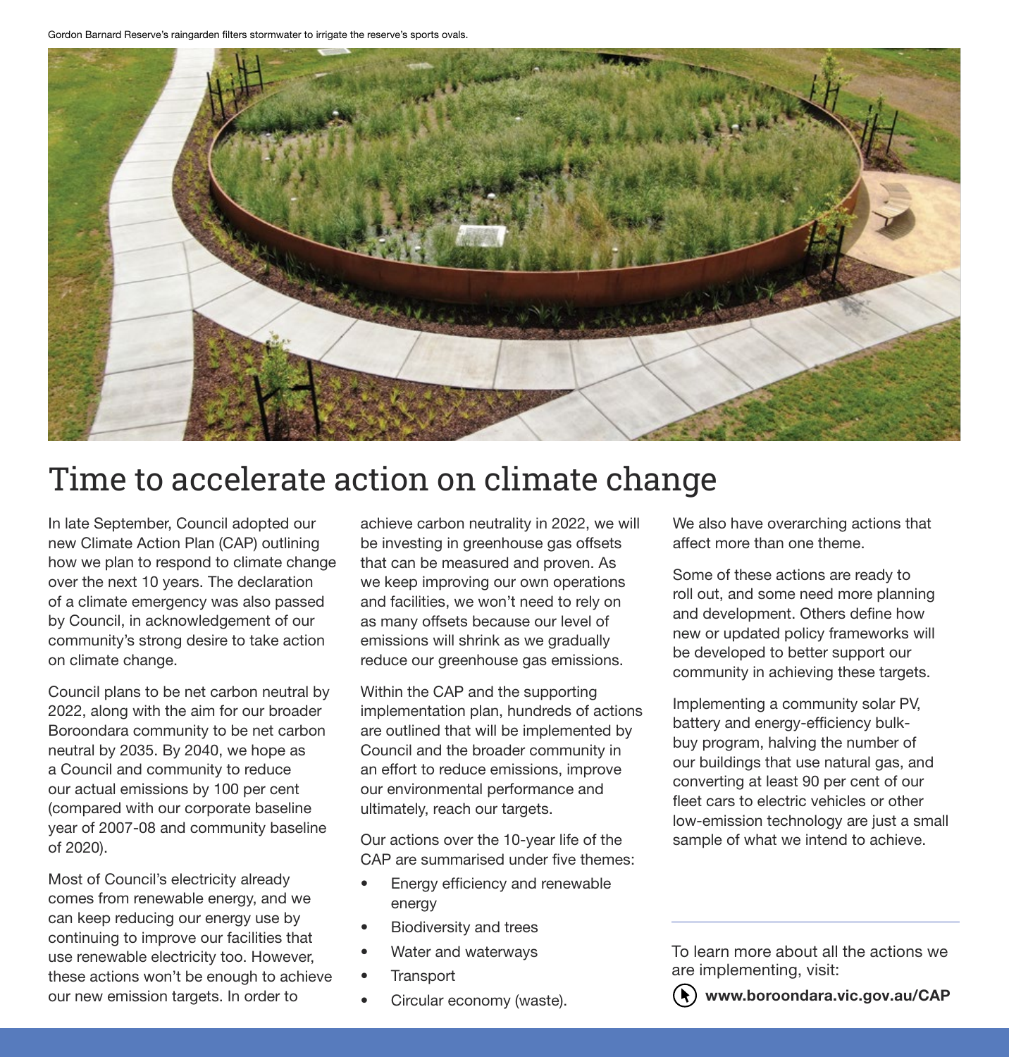Gordon Barnard Reserve's raingarden filters stormwater to irrigate the reserve's sports ovals.

# Time to accelerate action on climate change

In late September, Council adopted our new Climate Action Plan (CAP) outlining how we plan to respond to climate change over the next 10 years. The declaration of a climate emergency was also passed by Council, in acknowledgement of our community's strong desire to take action on climate change.

Council plans to be net carbon neutral by 2022, along with the aim for our broader Boroondara community to be net carbon neutral by 2035. By 2040, we hope as a Council and community to reduce our actual emissions by 100 per cent (compared with our corporate baseline year of 2007-08 and community baseline of 2020).

Most of Council's electricity already comes from renewable energy, and we can keep reducing our energy use by continuing to improve our facilities that use renewable electricity too. However, these actions won't be enough to achieve our new emission targets. In order to achieve carbon neutrality in 2022, we will be investing in greenhouse gas offsets that can be measured and proven. As we keep improving our own operations and facilities, we won't need to rely on as many offsets because our level of emissions will shrink as we gradually reduce our greenhouse gas emissions.

Within the CAP and the supporting implementation plan, hundreds of actions are outlined that will be implemented by Council and the broader community in an effort to reduce emissions, improve our environmental performance and ultimately, reach our targets.

Our actions over the 10-year life of the CAP are summarised under five themes:

- Energy efficiency and renewable energy
- Biodiversity and trees
- Water and waterways
- Transport
- Circular economy (waste).

We also have overarching actions that affect more than one theme.

Some of these actions are ready to roll out, and some need more planning and development. Others define how new or updated policy frameworks will be developed to better support our community in achieving these targets.

Implementing a community solar PV, battery and energy-efficiency bulk-buy program, halving the number of our buildings that use natural gas, and converting at least 90 per cent of our fleet cars to electric vehicles or other low-emission technology are just a small sample of what we intend to achieve.

To learn more about all the actions we are implementing, visit:

**www.boroondara.vic.gov.au/CAP**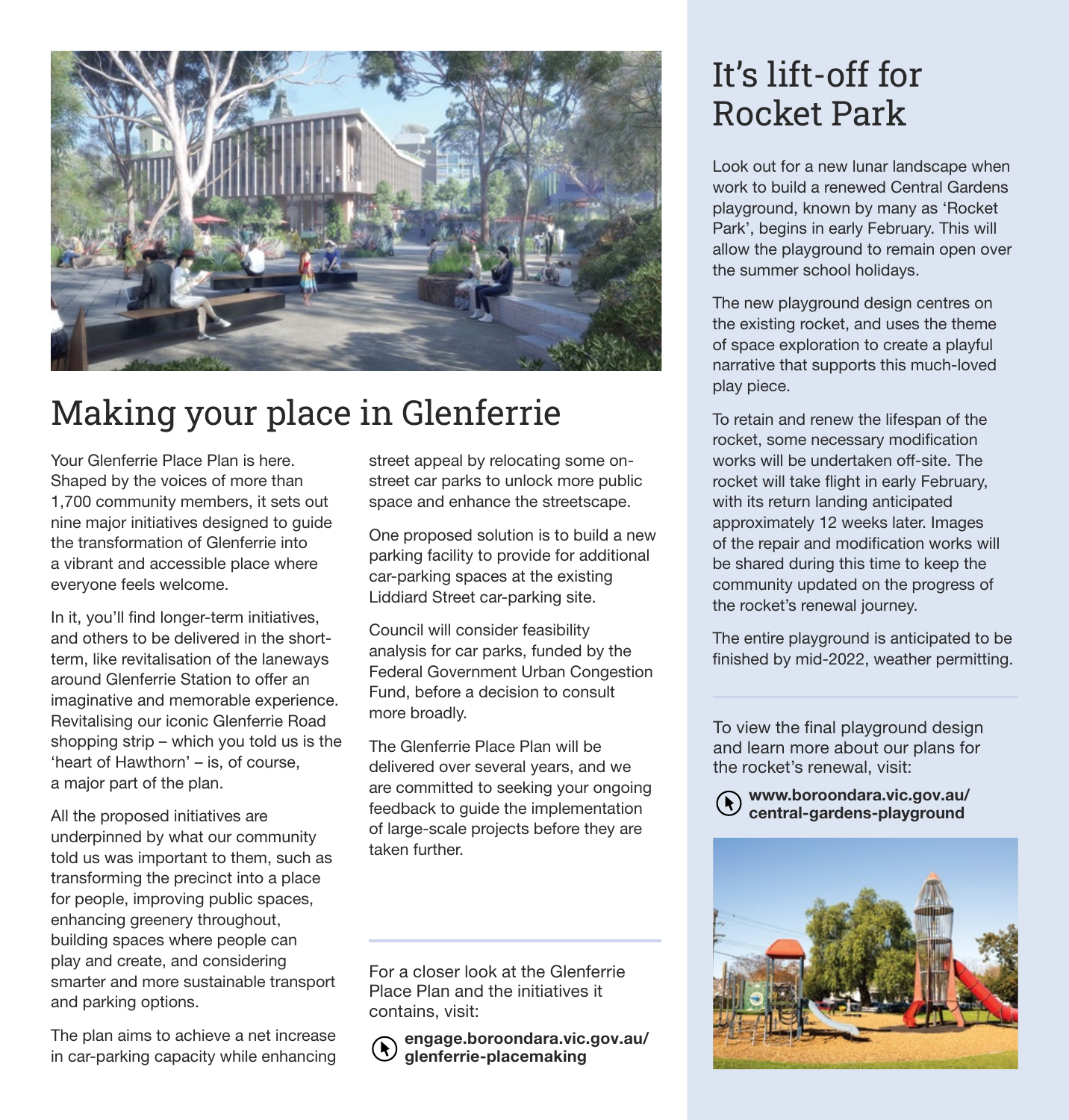# Making your place in Glenferrie

Your Glenferrie Place Plan is here. Shaped by the voices of more than 1,700 community members, it sets out nine major initiatives designed to guide the transformation of Glenferrie into a vibrant and accessible place where everyone feels welcome.

In it, you'll find longer-term initiatives, and others to be delivered in the short-term, like revitalisation of the laneways around Glenferrie Station to offer an imaginative and memorable experience. Revitalising our iconic Glenferrie Road shopping strip – which you told us is the 'heart of Hawthorn' – is, of course, a major part of the plan.

All the proposed initiatives are underpinned by what our community told us was important to them, such as transforming the precinct into a place for people, improving public spaces, enhancing greenery throughout, building spaces where people can play and create, and considering smarter and more sustainable transport and parking options.

The plan aims to achieve a net increase in car-parking capacity while enhancing street appeal by relocating some on-street car parks to unlock more public space and enhance the streetscape.

One proposed solution is to build a new parking facility to provide for additional car-parking spaces at the existing Liddiard Street car-parking site.

Council will consider feasibility analysis for car parks, funded by the Federal Government Urban Congestion Fund, before a decision to consult more broadly.

The Glenferrie Place Plan will be delivered over several years, and we are committed to seeking your ongoing feedback to guide the implementation of large-scale projects before they are taken further.

For a closer look at the Glenferrie Place Plan and the initiatives it contains, visit:

**engage.boroondara.vic.gov.au/glenferrie-placemaking**

# It's lift-off for Rocket Park

Look out for a new lunar landscape when work to build a renewed Central Gardens playground, known by many as 'Rocket Park', begins in early February. This will allow the playground to remain open over the summer school holidays.

The new playground design centres on the existing rocket, and uses the theme of space exploration to create a playful narrative that supports this much-loved play piece.

To retain and renew the lifespan of the rocket, some necessary modification works will be undertaken off-site. The rocket will take flight in early February, with its return landing anticipated approximately 12 weeks later. Images of the repair and modification works will be shared during this time to keep the community updated on the progress of the rocket's renewal journey.

The entire playground is anticipated to be finished by mid-2022, weather permitting.

To view the final playground design and learn more about our plans for the rocket's renewal, visit:

**www.boroondara.vic.gov.au/central-gardens-playground**